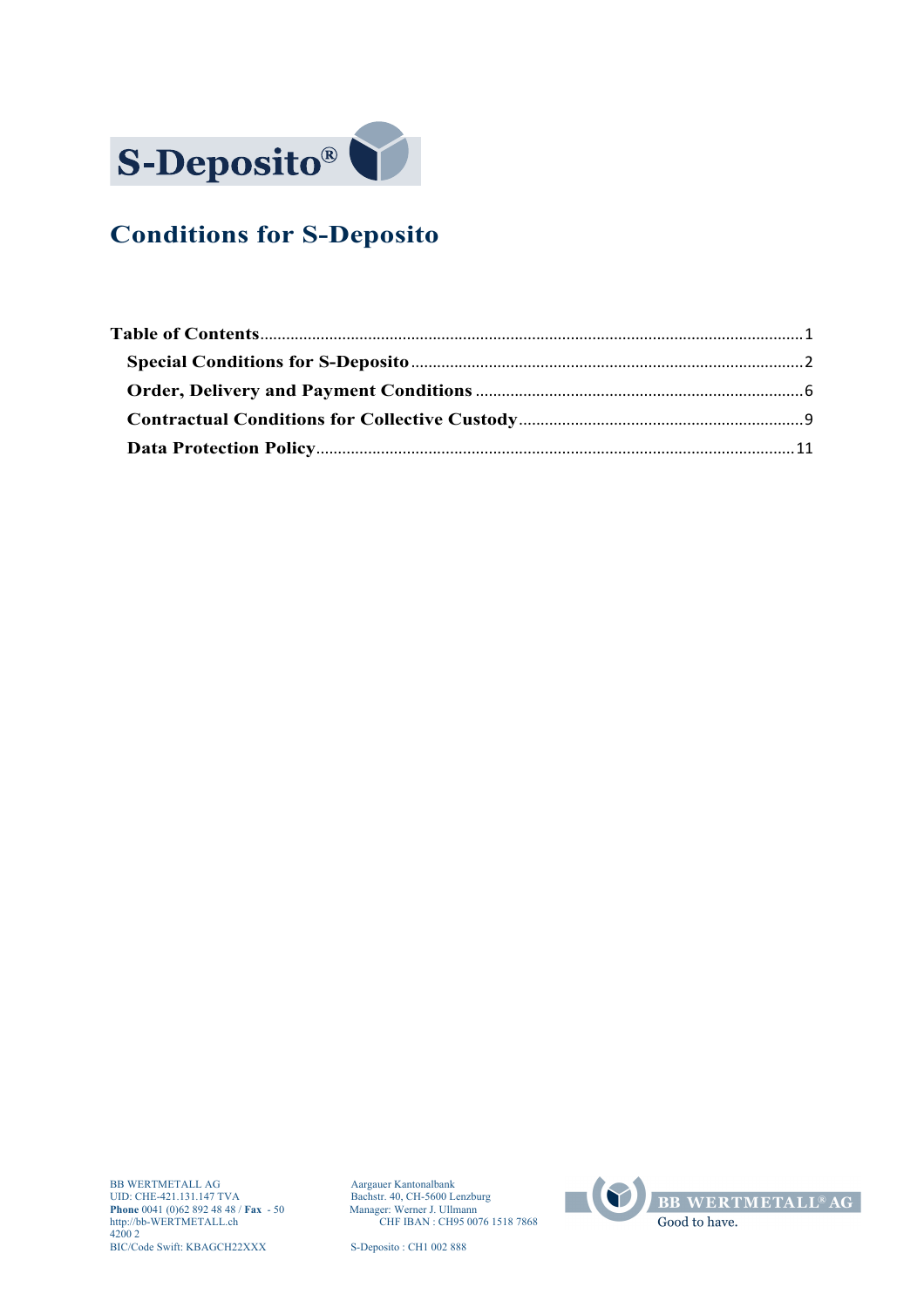S-Deposito®

# Conditions for S-Deposito

**Table of Contents** ........ 1

- **Special Conditions for S-Deposito** ........ 2
- **Order, Delivery and Payment Conditions** ........ 6
- **Contractual Conditions for Collective Custody** ........ 9
- **Data Protection Policy** ........ 11

BB WERTMETALL AG
UID: CHE-421.131.147 TVA
**Phone** 0041 (0)62 892 48 48 / **Fax** - 50
http://bb-WERTMETALL.ch
4200 2
BIC/Code Swift: KBAGCH22XXX

Aargauer Kantonalbank
Bachstr. 40, CH-5600 Lenzburg
Manager: Werner J. Ullmann
CHF IBAN : CH95 0076 1518 7868

S-Deposito : CH1 002 888

BB WERTMETALL® AG
Good to have.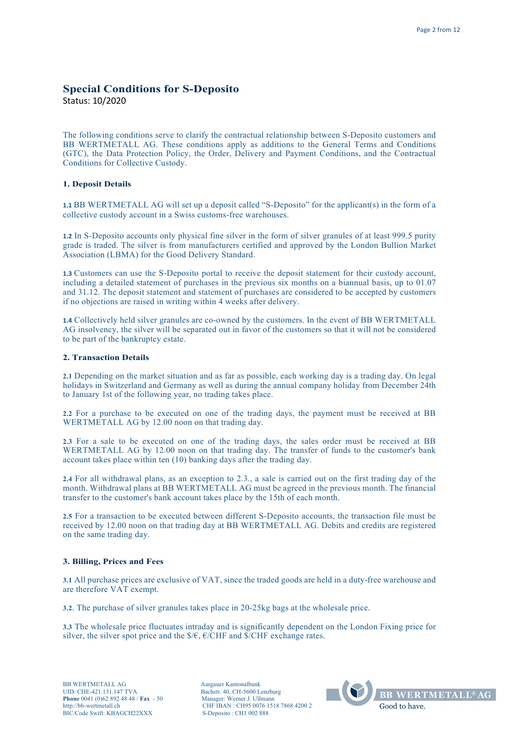# Special Conditions for S-Deposito

Status: 10/2020

The following conditions serve to clarify the contractual relationship between S-Deposito customers and BB WERTMETALL AG. These conditions apply as additions to the General Terms and Conditions (GTC), the Data Protection Policy, the Order, Delivery and Payment Conditions, and the Contractual Conditions for Collective Custody.

## 1. Deposit Details

**1.1** BB WERTMETALL AG will set up a deposit called "S-Deposito" for the applicant(s) in the form of a collective custody account in a Swiss customs-free warehouses.

**1.2** In S-Deposito accounts only physical fine silver in the form of silver granules of at least 999.5 purity grade is traded. The silver is from manufacturers certified and approved by the London Bullion Market Association (LBMA) for the Good Delivery Standard.

**1.3** Customers can use the S-Deposito portal to receive the deposit statement for their custody account, including a detailed statement of purchases in the previous six months on a biannual basis, up to 01.07 and 31.12. The deposit statement and statement of purchases are considered to be accepted by customers if no objections are raised in writing within 4 weeks after delivery.

**1.4** Collectively held silver granules are co-owned by the customers. In the event of BB WERTMETALL AG insolvency, the silver will be separated out in favor of the customers so that it will not be considered to be part of the bankruptcy estate.

## 2. Transaction Details

**2.1** Depending on the market situation and as far as possible, each working day is a trading day. On legal holidays in Switzerland and Germany as well as during the annual company holiday from December 24th to January 1st of the following year, no trading takes place.

**2.2** For a purchase to be executed on one of the trading days, the payment must be received at BB WERTMETALL AG by 12.00 noon on that trading day.

**2.3** For a sale to be executed on one of the trading days, the sales order must be received at BB WERTMETALL AG by 12.00 noon on that trading day. The transfer of funds to the customer's bank account takes place within ten (10) banking days after the trading day.

**2.4** For all withdrawal plans, as an exception to 2.3., a sale is carried out on the first trading day of the month. Withdrawal plans at BB WERTMETALL AG must be agreed in the previous month. The financial transfer to the customer's bank account takes place by the 15th of each month.

**2.5** For a transaction to be executed between different S-Deposito accounts, the transaction file must be received by 12.00 noon on that trading day at BB WERTMETALL AG. Debits and credits are registered on the same trading day.

## 3. Billing, Prices and Fees

**3.1** All purchase prices are exclusive of VAT, since the traded goods are held in a duty-free warehouse and are therefore VAT exempt.

**3.2**. The purchase of silver granules takes place in 20-25kg bags at the wholesale price.

**3.3** The wholesale price fluctuates intraday and is significantly dependent on the London Fixing price for silver, the silver spot price and the $/€, €/CHF and $/CHF exchange rates.

BB WERTMETALL AG
UID: CHE-421.131.147 TVA
**Phone** 0041 (0)62 892 48 48 / **Fax** - 50
http://bb-wertmetall.ch
BIC/Code Swift: KBAGCH22XXX

Aargauer Kantonalbank
Bachstr. 40, CH-5600 Lenzburg
Manager: Werner J. Ullmann
CHF IBAN : CH95 0076 1518 7868 4200 2
S-Deposito : CH1 002 888

BB WERTMETALL® AG
Good to have.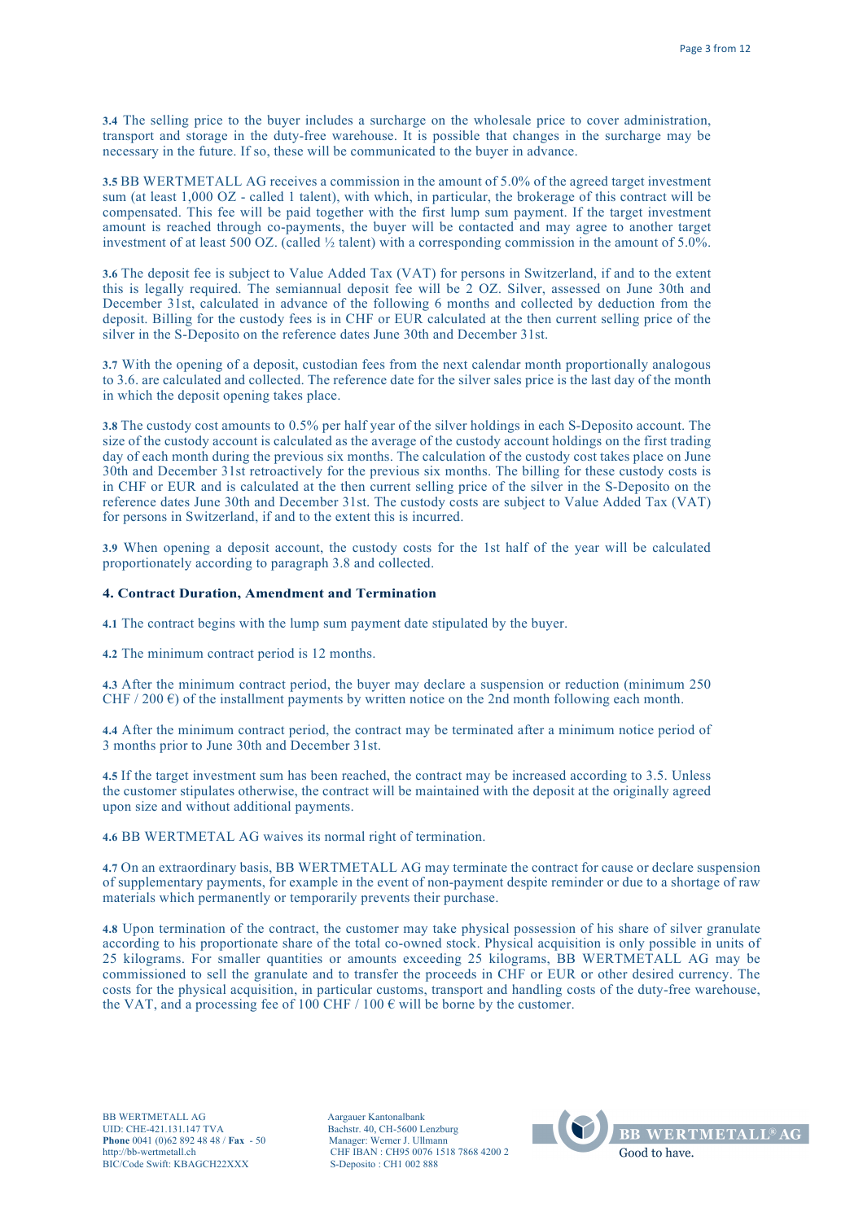**3.4** The selling price to the buyer includes a surcharge on the wholesale price to cover administration, transport and storage in the duty-free warehouse. It is possible that changes in the surcharge may be necessary in the future. If so, these will be communicated to the buyer in advance.

**3.5** BB WERTMETALL AG receives a commission in the amount of 5.0% of the agreed target investment sum (at least 1,000 OZ - called 1 talent), with which, in particular, the brokerage of this contract will be compensated. This fee will be paid together with the first lump sum payment. If the target investment amount is reached through co-payments, the buyer will be contacted and may agree to another target investment of at least 500 OZ. (called ½ talent) with a corresponding commission in the amount of 5.0%.

**3.6** The deposit fee is subject to Value Added Tax (VAT) for persons in Switzerland, if and to the extent this is legally required. The semiannual deposit fee will be 2 OZ. Silver, assessed on June 30th and December 31st, calculated in advance of the following 6 months and collected by deduction from the deposit. Billing for the custody fees is in CHF or EUR calculated at the then current selling price of the silver in the S-Deposito on the reference dates June 30th and December 31st.

**3.7** With the opening of a deposit, custodian fees from the next calendar month proportionally analogous to 3.6. are calculated and collected. The reference date for the silver sales price is the last day of the month in which the deposit opening takes place.

**3.8** The custody cost amounts to 0.5% per half year of the silver holdings in each S-Deposito account. The size of the custody account is calculated as the average of the custody account holdings on the first trading day of each month during the previous six months. The calculation of the custody cost takes place on June 30th and December 31st retroactively for the previous six months. The billing for these custody costs is in CHF or EUR and is calculated at the then current selling price of the silver in the S-Deposito on the reference dates June 30th and December 31st. The custody costs are subject to Value Added Tax (VAT) for persons in Switzerland, if and to the extent this is incurred.

**3.9** When opening a deposit account, the custody costs for the 1st half of the year will be calculated proportionately according to paragraph 3.8 and collected.

## 4. Contract Duration, Amendment and Termination

**4.1** The contract begins with the lump sum payment date stipulated by the buyer.

**4.2** The minimum contract period is 12 months.

**4.3** After the minimum contract period, the buyer may declare a suspension or reduction (minimum 250 CHF / 200 €) of the installment payments by written notice on the 2nd month following each month.

**4.4** After the minimum contract period, the contract may be terminated after a minimum notice period of 3 months prior to June 30th and December 31st.

**4.5** If the target investment sum has been reached, the contract may be increased according to 3.5. Unless the customer stipulates otherwise, the contract will be maintained with the deposit at the originally agreed upon size and without additional payments.

**4.6** BB WERTMETAL AG waives its normal right of termination.

**4.7** On an extraordinary basis, BB WERTMETALL AG may terminate the contract for cause or declare suspension of supplementary payments, for example in the event of non-payment despite reminder or due to a shortage of raw materials which permanently or temporarily prevents their purchase.

**4.8** Upon termination of the contract, the customer may take physical possession of his share of silver granulate according to his proportionate share of the total co-owned stock. Physical acquisition is only possible in units of 25 kilograms. For smaller quantities or amounts exceeding 25 kilograms, BB WERTMETALL AG may be commissioned to sell the granulate and to transfer the proceeds in CHF or EUR or other desired currency. The costs for the physical acquisition, in particular customs, transport and handling costs of the duty-free warehouse, the VAT, and a processing fee of 100 CHF / 100 € will be borne by the customer.

BB WERTMETALL AG
UID: CHE-421.131.147 TVA
**Phone** 0041 (0)62 892 48 48 / **Fax** - 50
http://bb-wertmetall.ch
BIC/Code Swift: KBAGCH22XXX

Aargauer Kantonalbank
Bachstr. 40, CH-5600 Lenzburg
Manager: Werner J. Ullmann
CHF IBAN : CH95 0076 1518 7868 4200 2
S-Deposito : CH1 002 888

BB WERTMETALL® AG
Good to have.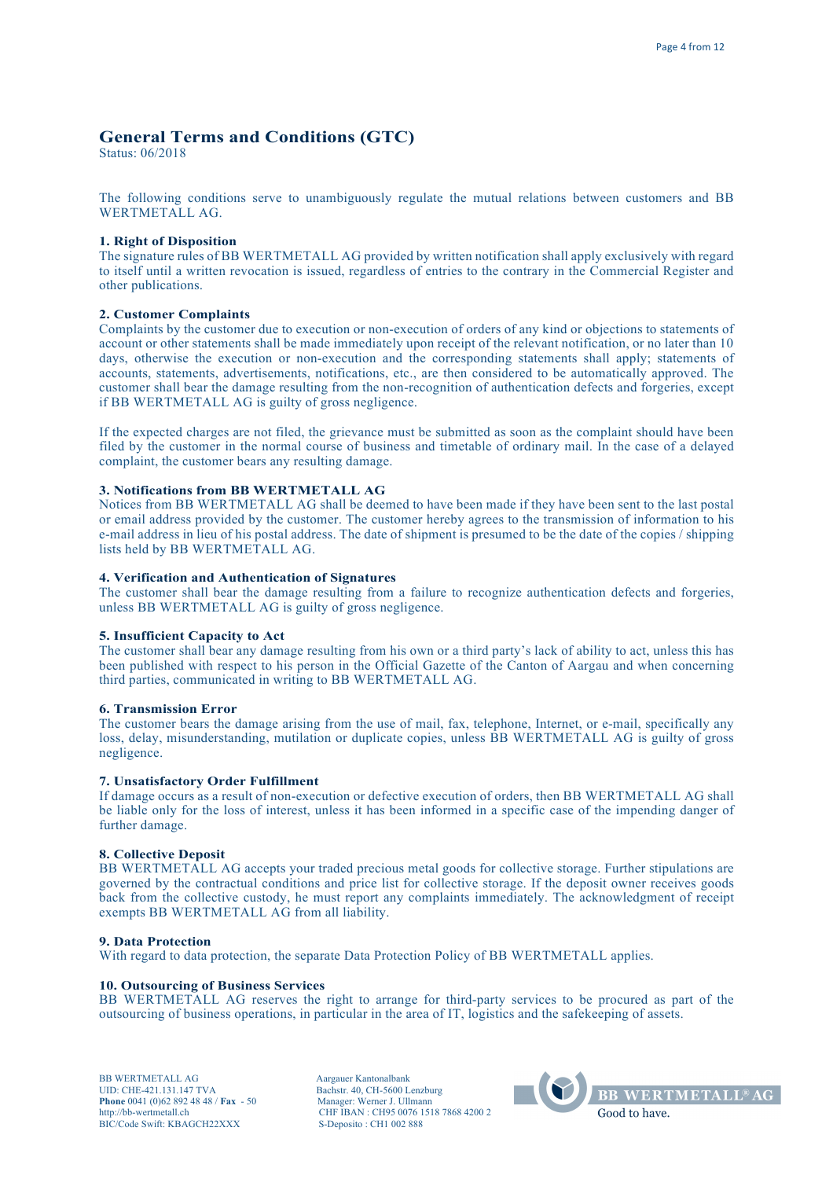# General Terms and Conditions (GTC)

Status: 06/2018

The following conditions serve to unambiguously regulate the mutual relations between customers and BB WERTMETALL AG.

## 1. Right of Disposition

The signature rules of BB WERTMETALL AG provided by written notification shall apply exclusively with regard to itself until a written revocation is issued, regardless of entries to the contrary in the Commercial Register and other publications.

## 2. Customer Complaints

Complaints by the customer due to execution or non-execution of orders of any kind or objections to statements of account or other statements shall be made immediately upon receipt of the relevant notification, or no later than 10 days, otherwise the execution or non-execution and the corresponding statements shall apply; statements of accounts, statements, advertisements, notifications, etc., are then considered to be automatically approved. The customer shall bear the damage resulting from the non-recognition of authentication defects and forgeries, except if BB WERTMETALL AG is guilty of gross negligence.

If the expected charges are not filed, the grievance must be submitted as soon as the complaint should have been filed by the customer in the normal course of business and timetable of ordinary mail. In the case of a delayed complaint, the customer bears any resulting damage.

## 3. Notifications from BB WERTMETALL AG

Notices from BB WERTMETALL AG shall be deemed to have been made if they have been sent to the last postal or email address provided by the customer. The customer hereby agrees to the transmission of information to his e-mail address in lieu of his postal address. The date of shipment is presumed to be the date of the copies / shipping lists held by BB WERTMETALL AG.

## 4. Verification and Authentication of Signatures

The customer shall bear the damage resulting from a failure to recognize authentication defects and forgeries, unless BB WERTMETALL AG is guilty of gross negligence.

## 5. Insufficient Capacity to Act

The customer shall bear any damage resulting from his own or a third party's lack of ability to act, unless this has been published with respect to his person in the Official Gazette of the Canton of Aargau and when concerning third parties, communicated in writing to BB WERTMETALL AG.

## 6. Transmission Error

The customer bears the damage arising from the use of mail, fax, telephone, Internet, or e-mail, specifically any loss, delay, misunderstanding, mutilation or duplicate copies, unless BB WERTMETALL AG is guilty of gross negligence.

## 7. Unsatisfactory Order Fulfillment

If damage occurs as a result of non-execution or defective execution of orders, then BB WERTMETALL AG shall be liable only for the loss of interest, unless it has been informed in a specific case of the impending danger of further damage.

## 8. Collective Deposit

BB WERTMETALL AG accepts your traded precious metal goods for collective storage. Further stipulations are governed by the contractual conditions and price list for collective storage. If the deposit owner receives goods back from the collective custody, he must report any complaints immediately. The acknowledgment of receipt exempts BB WERTMETALL AG from all liability.

## 9. Data Protection

With regard to data protection, the separate Data Protection Policy of BB WERTMETALL applies.

## 10. Outsourcing of Business Services

BB WERTMETALL AG reserves the right to arrange for third-party services to be procured as part of the outsourcing of business operations, in particular in the area of IT, logistics and the safekeeping of assets.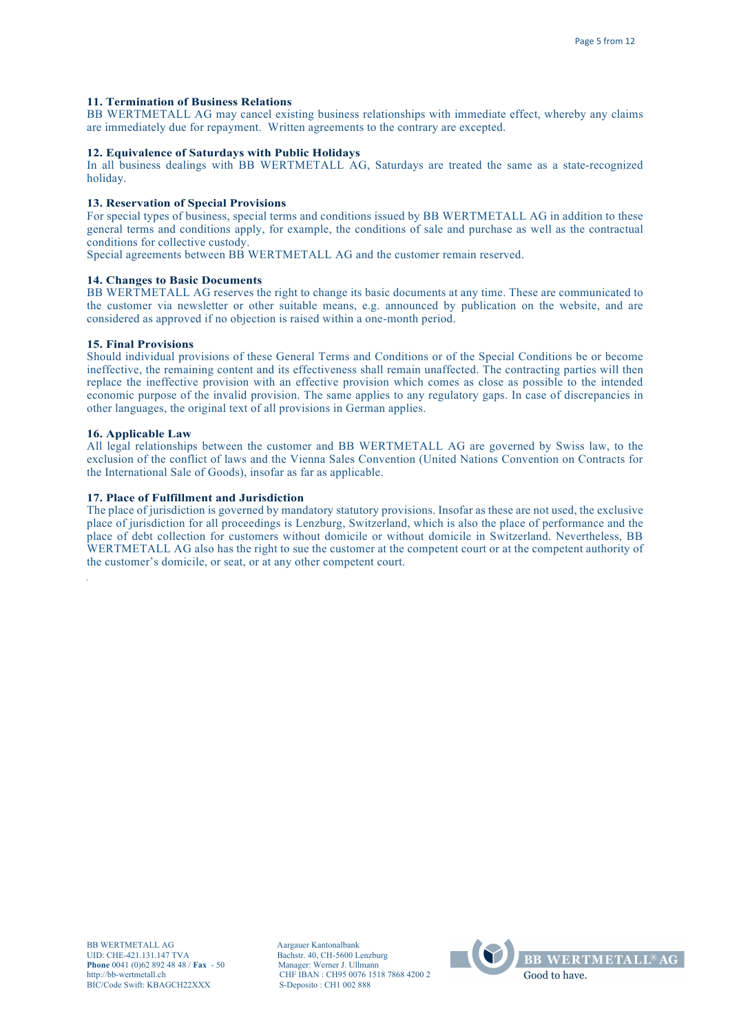### 11. Termination of Business Relations

BB WERTMETALL AG may cancel existing business relationships with immediate effect, whereby any claims are immediately due for repayment. Written agreements to the contrary are excepted.

### 12. Equivalence of Saturdays with Public Holidays

In all business dealings with BB WERTMETALL AG, Saturdays are treated the same as a state-recognized holiday.

### 13. Reservation of Special Provisions

For special types of business, special terms and conditions issued by BB WERTMETALL AG in addition to these general terms and conditions apply, for example, the conditions of sale and purchase as well as the contractual conditions for collective custody.

Special agreements between BB WERTMETALL AG and the customer remain reserved.

### 14. Changes to Basic Documents

BB WERTMETALL AG reserves the right to change its basic documents at any time. These are communicated to the customer via newsletter or other suitable means, e.g. announced by publication on the website, and are considered as approved if no objection is raised within a one-month period.

### 15. Final Provisions

Should individual provisions of these General Terms and Conditions or of the Special Conditions be or become ineffective, the remaining content and its effectiveness shall remain unaffected. The contracting parties will then replace the ineffective provision with an effective provision which comes as close as possible to the intended economic purpose of the invalid provision. The same applies to any regulatory gaps. In case of discrepancies in other languages, the original text of all provisions in German applies.

### 16. Applicable Law

All legal relationships between the customer and BB WERTMETALL AG are governed by Swiss law, to the exclusion of the conflict of laws and the Vienna Sales Convention (United Nations Convention on Contracts for the International Sale of Goods), insofar as far as applicable.

### 17. Place of Fulfillment and Jurisdiction

The place of jurisdiction is governed by mandatory statutory provisions. Insofar as these are not used, the exclusive place of jurisdiction for all proceedings is Lenzburg, Switzerland, which is also the place of performance and the place of debt collection for customers without domicile or without domicile in Switzerland. Nevertheless, BB WERTMETALL AG also has the right to sue the customer at the competent court or at the competent authority of the customer's domicile, or seat, or at any other competent court.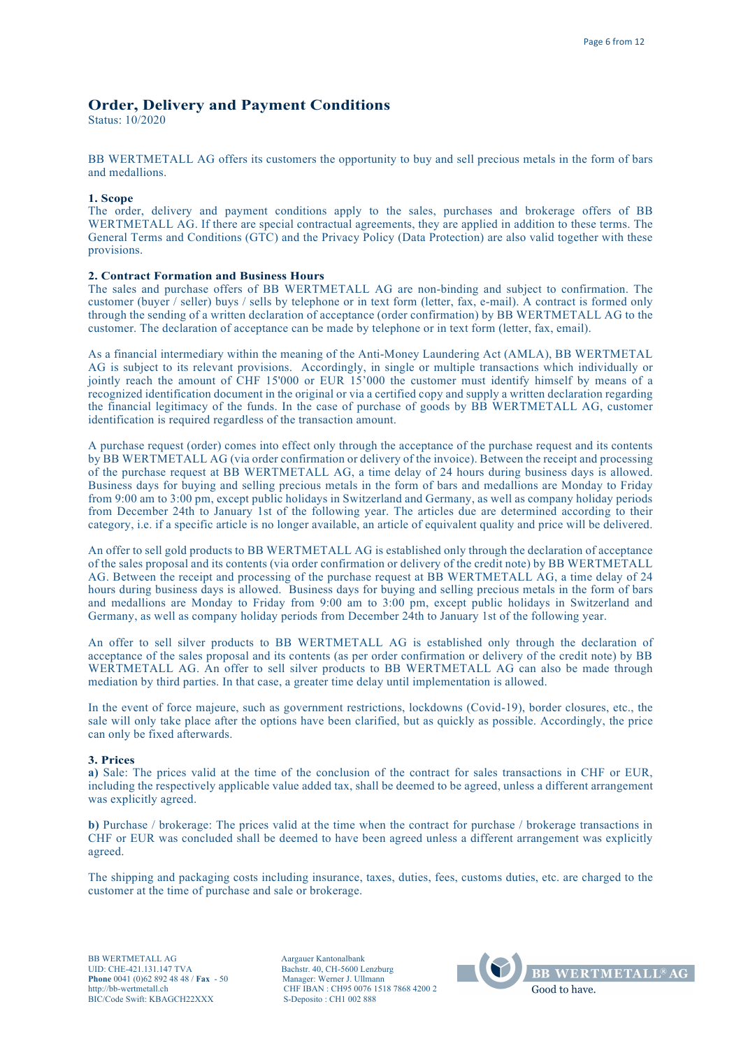# Order, Delivery and Payment Conditions

Status: 10/2020

BB WERTMETALL AG offers its customers the opportunity to buy and sell precious metals in the form of bars and medallions.

### 1. Scope

The order, delivery and payment conditions apply to the sales, purchases and brokerage offers of BB WERTMETALL AG. If there are special contractual agreements, they are applied in addition to these terms. The General Terms and Conditions (GTC) and the Privacy Policy (Data Protection) are also valid together with these provisions.

### 2. Contract Formation and Business Hours

The sales and purchase offers of BB WERTMETALL AG are non-binding and subject to confirmation. The customer (buyer / seller) buys / sells by telephone or in text form (letter, fax, e-mail). A contract is formed only through the sending of a written declaration of acceptance (order confirmation) by BB WERTMETALL AG to the customer. The declaration of acceptance can be made by telephone or in text form (letter, fax, email).

As a financial intermediary within the meaning of the Anti-Money Laundering Act (AMLA), BB WERTMETAL AG is subject to its relevant provisions. Accordingly, in single or multiple transactions which individually or jointly reach the amount of CHF 15'000 or EUR 15'000 the customer must identify himself by means of a recognized identification document in the original or via a certified copy and supply a written declaration regarding the financial legitimacy of the funds. In the case of purchase of goods by BB WERTMETALL AG, customer identification is required regardless of the transaction amount.

A purchase request (order) comes into effect only through the acceptance of the purchase request and its contents by BB WERTMETALL AG (via order confirmation or delivery of the invoice). Between the receipt and processing of the purchase request at BB WERTMETALL AG, a time delay of 24 hours during business days is allowed. Business days for buying and selling precious metals in the form of bars and medallions are Monday to Friday from 9:00 am to 3:00 pm, except public holidays in Switzerland and Germany, as well as company holiday periods from December 24th to January 1st of the following year. The articles due are determined according to their category, i.e. if a specific article is no longer available, an article of equivalent quality and price will be delivered.

An offer to sell gold products to BB WERTMETALL AG is established only through the declaration of acceptance of the sales proposal and its contents (via order confirmation or delivery of the credit note) by BB WERTMETALL AG. Between the receipt and processing of the purchase request at BB WERTMETALL AG, a time delay of 24 hours during business days is allowed. Business days for buying and selling precious metals in the form of bars and medallions are Monday to Friday from 9:00 am to 3:00 pm, except public holidays in Switzerland and Germany, as well as company holiday periods from December 24th to January 1st of the following year.

An offer to sell silver products to BB WERTMETALL AG is established only through the declaration of acceptance of the sales proposal and its contents (as per order confirmation or delivery of the credit note) by BB WERTMETALL AG. An offer to sell silver products to BB WERTMETALL AG can also be made through mediation by third parties. In that case, a greater time delay until implementation is allowed.

In the event of force majeure, such as government restrictions, lockdowns (Covid-19), border closures, etc., the sale will only take place after the options have been clarified, but as quickly as possible. Accordingly, the price can only be fixed afterwards.

### 3. Prices

**a)** Sale: The prices valid at the time of the conclusion of the contract for sales transactions in CHF or EUR, including the respectively applicable value added tax, shall be deemed to be agreed, unless a different arrangement was explicitly agreed.

**b)** Purchase / brokerage: The prices valid at the time when the contract for purchase / brokerage transactions in CHF or EUR was concluded shall be deemed to have been agreed unless a different arrangement was explicitly agreed.

The shipping and packaging costs including insurance, taxes, duties, fees, customs duties, etc. are charged to the customer at the time of purchase and sale or brokerage.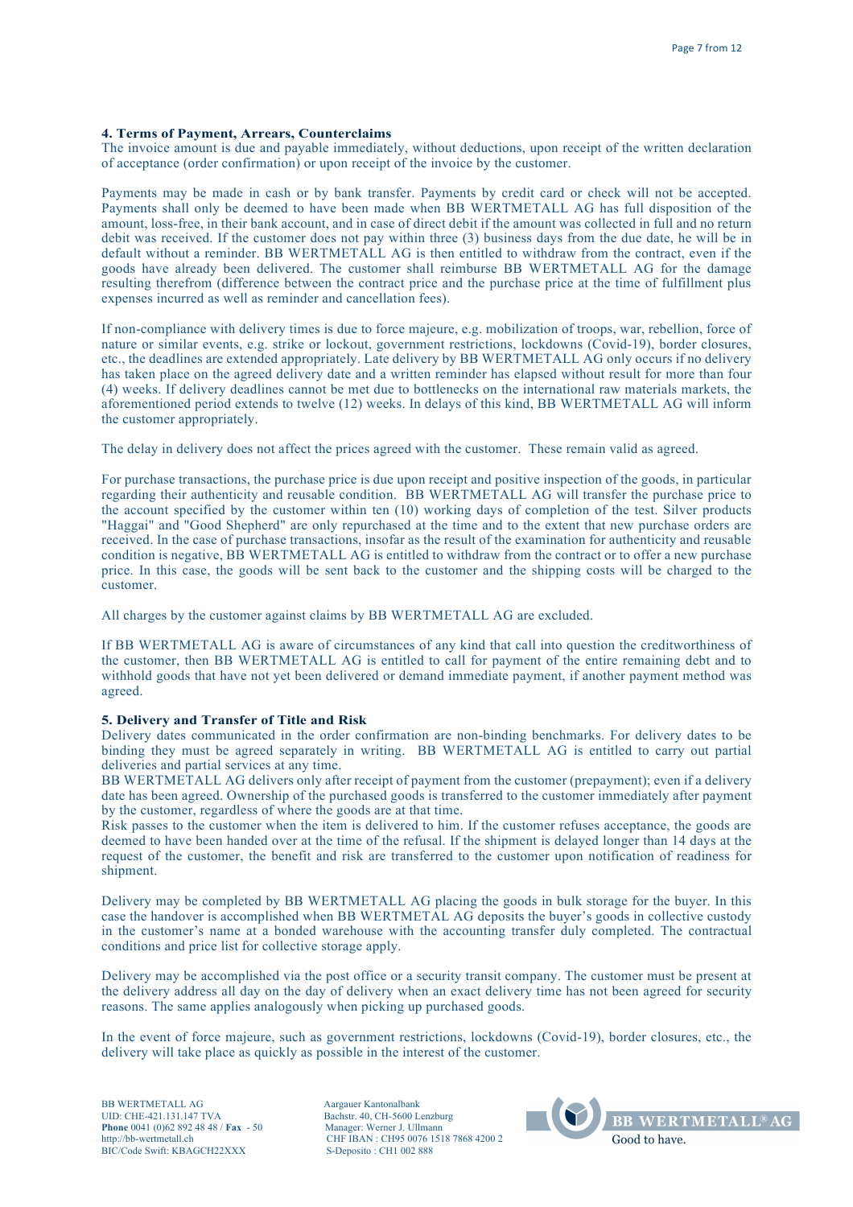**4. Terms of Payment, Arrears, Counterclaims**

The invoice amount is due and payable immediately, without deductions, upon receipt of the written declaration of acceptance (order confirmation) or upon receipt of the invoice by the customer.

Payments may be made in cash or by bank transfer. Payments by credit card or check will not be accepted. Payments shall only be deemed to have been made when BB WERTMETALL AG has full disposition of the amount, loss-free, in their bank account, and in case of direct debit if the amount was collected in full and no return debit was received. If the customer does not pay within three (3) business days from the due date, he will be in default without a reminder. BB WERTMETALL AG is then entitled to withdraw from the contract, even if the goods have already been delivered. The customer shall reimburse BB WERTMETALL AG for the damage resulting therefrom (difference between the contract price and the purchase price at the time of fulfillment plus expenses incurred as well as reminder and cancellation fees).

If non-compliance with delivery times is due to force majeure, e.g. mobilization of troops, war, rebellion, force of nature or similar events, e.g. strike or lockout, government restrictions, lockdowns (Covid-19), border closures, etc., the deadlines are extended appropriately. Late delivery by BB WERTMETALL AG only occurs if no delivery has taken place on the agreed delivery date and a written reminder has elapsed without result for more than four (4) weeks. If delivery deadlines cannot be met due to bottlenecks on the international raw materials markets, the aforementioned period extends to twelve (12) weeks. In delays of this kind, BB WERTMETALL AG will inform the customer appropriately.

The delay in delivery does not affect the prices agreed with the customer. These remain valid as agreed.

For purchase transactions, the purchase price is due upon receipt and positive inspection of the goods, in particular regarding their authenticity and reusable condition. BB WERTMETALL AG will transfer the purchase price to the account specified by the customer within ten (10) working days of completion of the test. Silver products "Haggai" and "Good Shepherd" are only repurchased at the time and to the extent that new purchase orders are received. In the case of purchase transactions, insofar as the result of the examination for authenticity and reusable condition is negative, BB WERTMETALL AG is entitled to withdraw from the contract or to offer a new purchase price. In this case, the goods will be sent back to the customer and the shipping costs will be charged to the customer.

All charges by the customer against claims by BB WERTMETALL AG are excluded.

If BB WERTMETALL AG is aware of circumstances of any kind that call into question the creditworthiness of the customer, then BB WERTMETALL AG is entitled to call for payment of the entire remaining debt and to withhold goods that have not yet been delivered or demand immediate payment, if another payment method was agreed.

**5. Delivery and Transfer of Title and Risk**

Delivery dates communicated in the order confirmation are non-binding benchmarks. For delivery dates to be binding they must be agreed separately in writing. BB WERTMETALL AG is entitled to carry out partial deliveries and partial services at any time.

BB WERTMETALL AG delivers only after receipt of payment from the customer (prepayment); even if a delivery date has been agreed. Ownership of the purchased goods is transferred to the customer immediately after payment by the customer, regardless of where the goods are at that time.

Risk passes to the customer when the item is delivered to him. If the customer refuses acceptance, the goods are deemed to have been handed over at the time of the refusal. If the shipment is delayed longer than 14 days at the request of the customer, the benefit and risk are transferred to the customer upon notification of readiness for shipment.

Delivery may be completed by BB WERTMETALL AG placing the goods in bulk storage for the buyer. In this case the handover is accomplished when BB WERTMETAL AG deposits the buyer's goods in collective custody in the customer's name at a bonded warehouse with the accounting transfer duly completed. The contractual conditions and price list for collective storage apply.

Delivery may be accomplished via the post office or a security transit company. The customer must be present at the delivery address all day on the day of delivery when an exact delivery time has not been agreed for security reasons. The same applies analogously when picking up purchased goods.

In the event of force majeure, such as government restrictions, lockdowns (Covid-19), border closures, etc., the delivery will take place as quickly as possible in the interest of the customer.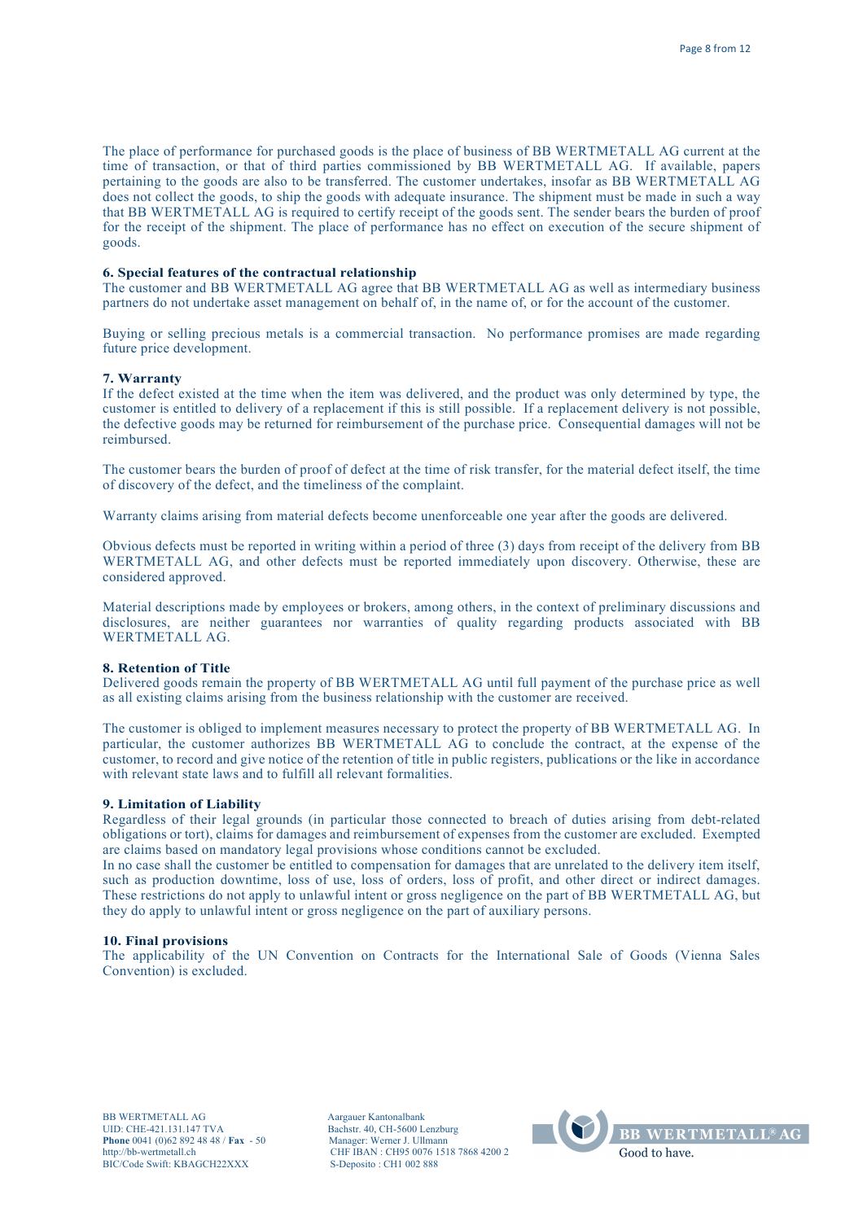The place of performance for purchased goods is the place of business of BB WERTMETALL AG current at the time of transaction, or that of third parties commissioned by BB WERTMETALL AG. If available, papers pertaining to the goods are also to be transferred. The customer undertakes, insofar as BB WERTMETALL AG does not collect the goods, to ship the goods with adequate insurance. The shipment must be made in such a way that BB WERTMETALL AG is required to certify receipt of the goods sent. The sender bears the burden of proof for the receipt of the shipment. The place of performance has no effect on execution of the secure shipment of goods.

**6. Special features of the contractual relationship**

The customer and BB WERTMETALL AG agree that BB WERTMETALL AG as well as intermediary business partners do not undertake asset management on behalf of, in the name of, or for the account of the customer.

Buying or selling precious metals is a commercial transaction. No performance promises are made regarding future price development.

**7. Warranty**

If the defect existed at the time when the item was delivered, and the product was only determined by type, the customer is entitled to delivery of a replacement if this is still possible. If a replacement delivery is not possible, the defective goods may be returned for reimbursement of the purchase price. Consequential damages will not be reimbursed.

The customer bears the burden of proof of defect at the time of risk transfer, for the material defect itself, the time of discovery of the defect, and the timeliness of the complaint.

Warranty claims arising from material defects become unenforceable one year after the goods are delivered.

Obvious defects must be reported in writing within a period of three (3) days from receipt of the delivery from BB WERTMETALL AG, and other defects must be reported immediately upon discovery. Otherwise, these are considered approved.

Material descriptions made by employees or brokers, among others, in the context of preliminary discussions and disclosures, are neither guarantees nor warranties of quality regarding products associated with BB WERTMETALL AG.

**8. Retention of Title**

Delivered goods remain the property of BB WERTMETALL AG until full payment of the purchase price as well as all existing claims arising from the business relationship with the customer are received.

The customer is obliged to implement measures necessary to protect the property of BB WERTMETALL AG. In particular, the customer authorizes BB WERTMETALL AG to conclude the contract, at the expense of the customer, to record and give notice of the retention of title in public registers, publications or the like in accordance with relevant state laws and to fulfill all relevant formalities.

**9. Limitation of Liability**

Regardless of their legal grounds (in particular those connected to breach of duties arising from debt-related obligations or tort), claims for damages and reimbursement of expenses from the customer are excluded. Exempted are claims based on mandatory legal provisions whose conditions cannot be excluded.
In no case shall the customer be entitled to compensation for damages that are unrelated to the delivery item itself, such as production downtime, loss of use, loss of orders, loss of profit, and other direct or indirect damages. These restrictions do not apply to unlawful intent or gross negligence on the part of BB WERTMETALL AG, but they do apply to unlawful intent or gross negligence on the part of auxiliary persons.

**10. Final provisions**

The applicability of the UN Convention on Contracts for the International Sale of Goods (Vienna Sales Convention) is excluded.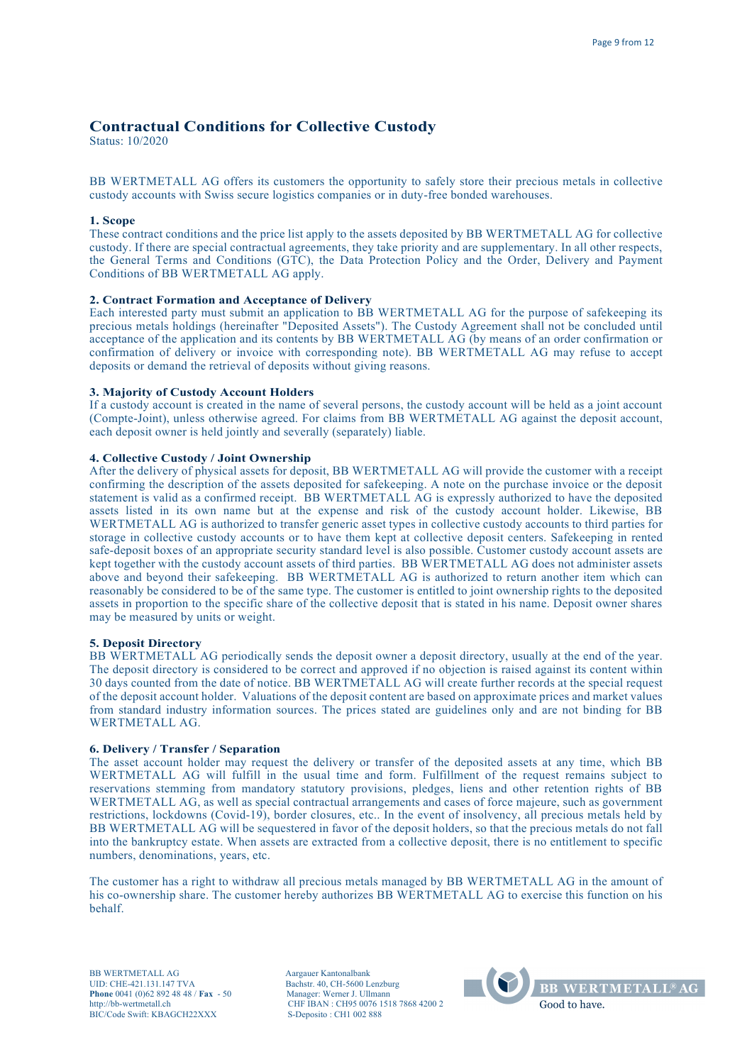# Contractual Conditions for Collective Custody

Status: 10/2020

BB WERTMETALL AG offers its customers the opportunity to safely store their precious metals in collective custody accounts with Swiss secure logistics companies or in duty-free bonded warehouses.

**1. Scope**

These contract conditions and the price list apply to the assets deposited by BB WERTMETALL AG for collective custody. If there are special contractual agreements, they take priority and are supplementary. In all other respects, the General Terms and Conditions (GTC), the Data Protection Policy and the Order, Delivery and Payment Conditions of BB WERTMETALL AG apply.

**2. Contract Formation and Acceptance of Delivery**

Each interested party must submit an application to BB WERTMETALL AG for the purpose of safekeeping its precious metals holdings (hereinafter "Deposited Assets"). The Custody Agreement shall not be concluded until acceptance of the application and its contents by BB WERTMETALL AG (by means of an order confirmation or confirmation of delivery or invoice with corresponding note). BB WERTMETALL AG may refuse to accept deposits or demand the retrieval of deposits without giving reasons.

**3. Majority of Custody Account Holders**

If a custody account is created in the name of several persons, the custody account will be held as a joint account (Compte-Joint), unless otherwise agreed. For claims from BB WERTMETALL AG against the deposit account, each deposit owner is held jointly and severally (separately) liable.

**4. Collective Custody / Joint Ownership**

After the delivery of physical assets for deposit, BB WERTMETALL AG will provide the customer with a receipt confirming the description of the assets deposited for safekeeping. A note on the purchase invoice or the deposit statement is valid as a confirmed receipt. BB WERTMETALL AG is expressly authorized to have the deposited assets listed in its own name but at the expense and risk of the custody account holder. Likewise, BB WERTMETALL AG is authorized to transfer generic asset types in collective custody accounts to third parties for storage in collective custody accounts or to have them kept at collective deposit centers. Safekeeping in rented safe-deposit boxes of an appropriate security standard level is also possible. Customer custody account assets are kept together with the custody account assets of third parties. BB WERTMETALL AG does not administer assets above and beyond their safekeeping. BB WERTMETALL AG is authorized to return another item which can reasonably be considered to be of the same type. The customer is entitled to joint ownership rights to the deposited assets in proportion to the specific share of the collective deposit that is stated in his name. Deposit owner shares may be measured by units or weight.

**5. Deposit Directory**

BB WERTMETALL AG periodically sends the deposit owner a deposit directory, usually at the end of the year. The deposit directory is considered to be correct and approved if no objection is raised against its content within 30 days counted from the date of notice. BB WERTMETALL AG will create further records at the special request of the deposit account holder. Valuations of the deposit content are based on approximate prices and market values from standard industry information sources. The prices stated are guidelines only and are not binding for BB WERTMETALL AG.

**6. Delivery / Transfer / Separation**

The asset account holder may request the delivery or transfer of the deposited assets at any time, which BB WERTMETALL AG will fulfill in the usual time and form. Fulfillment of the request remains subject to reservations stemming from mandatory statutory provisions, pledges, liens and other retention rights of BB WERTMETALL AG, as well as special contractual arrangements and cases of force majeure, such as government restrictions, lockdowns (Covid-19), border closures, etc.. In the event of insolvency, all precious metals held by BB WERTMETALL AG will be sequestered in favor of the deposit holders, so that the precious metals do not fall into the bankruptcy estate. When assets are extracted from a collective deposit, there is no entitlement to specific numbers, denominations, years, etc.

The customer has a right to withdraw all precious metals managed by BB WERTMETALL AG in the amount of his co-ownership share. The customer hereby authorizes BB WERTMETALL AG to exercise this function on his behalf.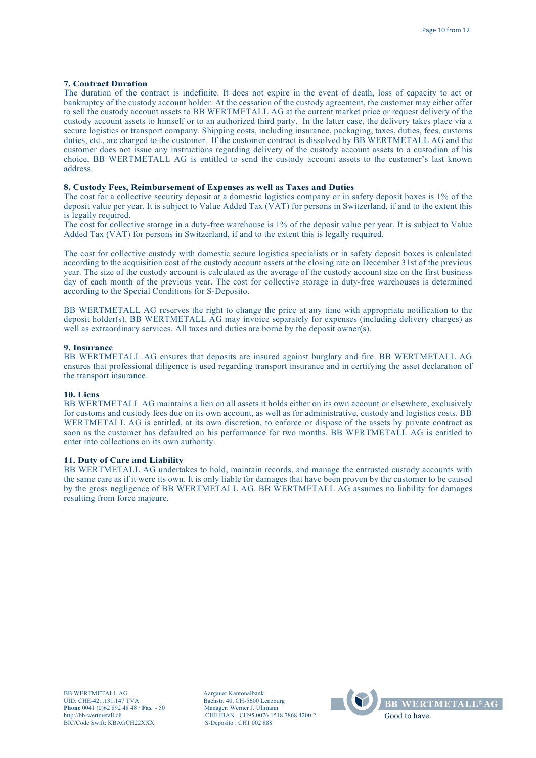**7. Contract Duration**

The duration of the contract is indefinite. It does not expire in the event of death, loss of capacity to act or bankruptcy of the custody account holder. At the cessation of the custody agreement, the customer may either offer to sell the custody account assets to BB WERTMETALL AG at the current market price or request delivery of the custody account assets to himself or to an authorized third party. In the latter case, the delivery takes place via a secure logistics or transport company. Shipping costs, including insurance, packaging, taxes, duties, fees, customs duties, etc., are charged to the customer. If the customer contract is dissolved by BB WERTMETALL AG and the customer does not issue any instructions regarding delivery of the custody account assets to a custodian of his choice, BB WERTMETALL AG is entitled to send the custody account assets to the customer's last known address.

**8. Custody Fees, Reimbursement of Expenses as well as Taxes and Duties**

The cost for a collective security deposit at a domestic logistics company or in safety deposit boxes is 1% of the deposit value per year. It is subject to Value Added Tax (VAT) for persons in Switzerland, if and to the extent this is legally required.
The cost for collective storage in a duty-free warehouse is 1% of the deposit value per year. It is subject to Value Added Tax (VAT) for persons in Switzerland, if and to the extent this is legally required.

The cost for collective custody with domestic secure logistics specialists or in safety deposit boxes is calculated according to the acquisition cost of the custody account assets at the closing rate on December 31st of the previous year. The size of the custody account is calculated as the average of the custody account size on the first business day of each month of the previous year. The cost for collective storage in duty-free warehouses is determined according to the Special Conditions for S-Deposito.

BB WERTMETALL AG reserves the right to change the price at any time with appropriate notification to the deposit holder(s). BB WERTMETALL AG may invoice separately for expenses (including delivery charges) as well as extraordinary services. All taxes and duties are borne by the deposit owner(s).

**9. Insurance**

BB WERTMETALL AG ensures that deposits are insured against burglary and fire. BB WERTMETALL AG ensures that professional diligence is used regarding transport insurance and in certifying the asset declaration of the transport insurance.

**10. Liens**

BB WERTMETALL AG maintains a lien on all assets it holds either on its own account or elsewhere, exclusively for customs and custody fees due on its own account, as well as for administrative, custody and logistics costs. BB WERTMETALL AG is entitled, at its own discretion, to enforce or dispose of the assets by private contract as soon as the customer has defaulted on his performance for two months. BB WERTMETALL AG is entitled to enter into collections on its own authority.

**11. Duty of Care and Liability**

BB WERTMETALL AG undertakes to hold, maintain records, and manage the entrusted custody accounts with the same care as if it were its own. It is only liable for damages that have been proven by the customer to be caused by the gross negligence of BB WERTMETALL AG. BB WERTMETALL AG assumes no liability for damages resulting from force majeure.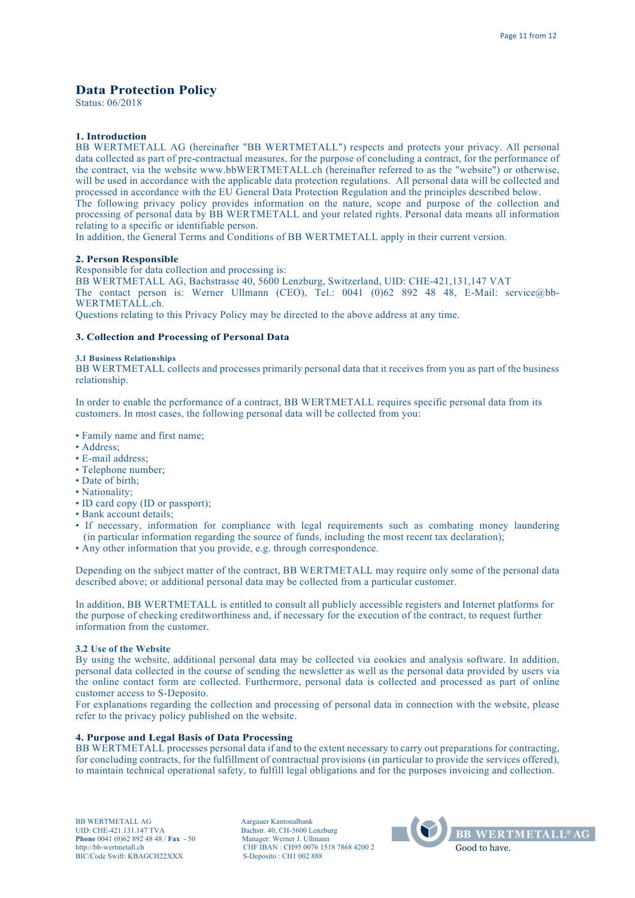# Data Protection Policy

Status: 06/2018

## 1. Introduction

BB WERTMETALL AG (hereinafter "BB WERTMETALL") respects and protects your privacy. All personal data collected as part of pre-contractual measures, for the purpose of concluding a contract, for the performance of the contract, via the website www.bbWERTMETALL.ch (hereinafter referred to as the "website") or otherwise, will be used in accordance with the applicable data protection regulations. All personal data will be collected and processed in accordance with the EU General Data Protection Regulation and the principles described below.

The following privacy policy provides information on the nature, scope and purpose of the collection and processing of personal data by BB WERTMETALL and your related rights. Personal data means all information relating to a specific or identifiable person.

In addition, the General Terms and Conditions of BB WERTMETALL apply in their current version.

## 2. Person Responsible

Responsible for data collection and processing is:

BB WERTMETALL AG, Bachstrasse 40, 5600 Lenzburg, Switzerland, UID: CHE-421,131,147 VAT

The contact person is: Werner Ullmann (CEO), Tel.: 0041 (0)62 892 48 48, E-Mail: service@bb-WERTMETALL.ch.

Questions relating to this Privacy Policy may be directed to the above address at any time.

## 3. Collection and Processing of Personal Data

### 3.1 Business Relationships

BB WERTMETALL collects and processes primarily personal data that it receives from you as part of the business relationship.

In order to enable the performance of a contract, BB WERTMETALL requires specific personal data from its customers. In most cases, the following personal data will be collected from you:

- Family name and first name;
- Address;
- E-mail address;
- Telephone number;
- Date of birth;
- Nationality;
- ID card copy (ID or passport);
- Bank account details;
- If necessary, information for compliance with legal requirements such as combating money laundering (in particular information regarding the source of funds, including the most recent tax declaration);
- Any other information that you provide, e.g. through correspondence.

Depending on the subject matter of the contract, BB WERTMETALL may require only some of the personal data described above; or additional personal data may be collected from a particular customer.

In addition, BB WERTMETALL is entitled to consult all publicly accessible registers and Internet platforms for the purpose of checking creditworthiness and, if necessary for the execution of the contract, to request further information from the customer.

### 3.2 Use of the Website

By using the website, additional personal data may be collected via cookies and analysis software. In addition, personal data collected in the course of sending the newsletter as well as the personal data provided by users via the online contact form are collected. Furthermore, personal data is collected and processed as part of online customer access to S-Deposito.

For explanations regarding the collection and processing of personal data in connection with the website, please refer to the privacy policy published on the website.

## 4. Purpose and Legal Basis of Data Processing

BB WERTMETALL processes personal data if and to the extent necessary to carry out preparations for contracting, for concluding contracts, for the fulfillment of contractual provisions (in particular to provide the services offered), to maintain technical operational safety, to fulfill legal obligations and for the purposes invoicing and collection.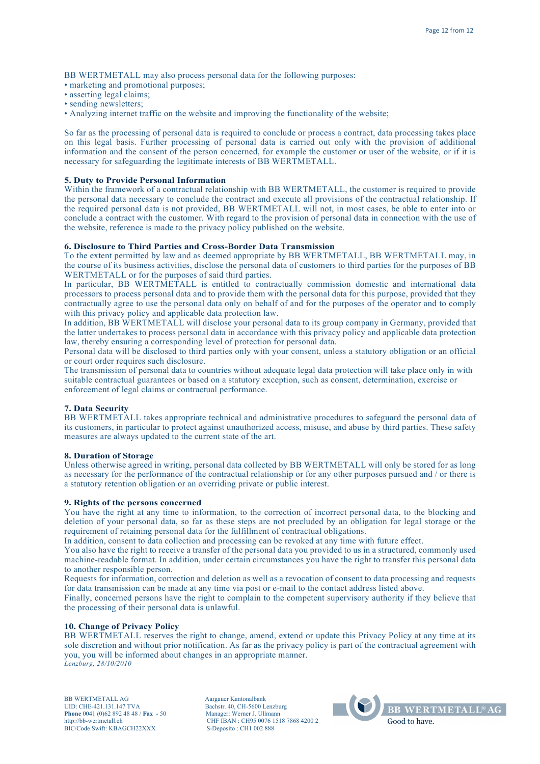BB WERTMETALL may also process personal data for the following purposes:

- marketing and promotional purposes;
- asserting legal claims;
- sending newsletters;
- Analyzing internet traffic on the website and improving the functionality of the website;

So far as the processing of personal data is required to conclude or process a contract, data processing takes place on this legal basis. Further processing of personal data is carried out only with the provision of additional information and the consent of the person concerned, for example the customer or user of the website, or if it is necessary for safeguarding the legitimate interests of BB WERTMETALL.

**5. Duty to Provide Personal Information**

Within the framework of a contractual relationship with BB WERTMETALL, the customer is required to provide the personal data necessary to conclude the contract and execute all provisions of the contractual relationship. If the required personal data is not provided, BB WERTMETALL will not, in most cases, be able to enter into or conclude a contract with the customer. With regard to the provision of personal data in connection with the use of the website, reference is made to the privacy policy published on the website.

**6. Disclosure to Third Parties and Cross-Border Data Transmission**

To the extent permitted by law and as deemed appropriate by BB WERTMETALL, BB WERTMETALL may, in the course of its business activities, disclose the personal data of customers to third parties for the purposes of BB WERTMETALL or for the purposes of said third parties.

In particular, BB WERTMETALL is entitled to contractually commission domestic and international data processors to process personal data and to provide them with the personal data for this purpose, provided that they contractually agree to use the personal data only on behalf of and for the purposes of the operator and to comply with this privacy policy and applicable data protection law.

In addition, BB WERTMETALL will disclose your personal data to its group company in Germany, provided that the latter undertakes to process personal data in accordance with this privacy policy and applicable data protection law, thereby ensuring a corresponding level of protection for personal data.

Personal data will be disclosed to third parties only with your consent, unless a statutory obligation or an official or court order requires such disclosure.

The transmission of personal data to countries without adequate legal data protection will take place only in with suitable contractual guarantees or based on a statutory exception, such as consent, determination, exercise or enforcement of legal claims or contractual performance.

**7. Data Security**

BB WERTMETALL takes appropriate technical and administrative procedures to safeguard the personal data of its customers, in particular to protect against unauthorized access, misuse, and abuse by third parties. These safety measures are always updated to the current state of the art.

**8. Duration of Storage**

Unless otherwise agreed in writing, personal data collected by BB WERTMETALL will only be stored for as long as necessary for the performance of the contractual relationship or for any other purposes pursued and / or there is a statutory retention obligation or an overriding private or public interest.

**9. Rights of the persons concerned**

You have the right at any time to information, to the correction of incorrect personal data, to the blocking and deletion of your personal data, so far as these steps are not precluded by an obligation for legal storage or the requirement of retaining personal data for the fulfillment of contractual obligations.

In addition, consent to data collection and processing can be revoked at any time with future effect.

You also have the right to receive a transfer of the personal data you provided to us in a structured, commonly used machine-readable format. In addition, under certain circumstances you have the right to transfer this personal data to another responsible person.

Requests for information, correction and deletion as well as a revocation of consent to data processing and requests for data transmission can be made at any time via post or e-mail to the contact address listed above.

Finally, concerned persons have the right to complain to the competent supervisory authority if they believe that the processing of their personal data is unlawful.

**10. Change of Privacy Policy**

BB WERTMETALL reserves the right to change, amend, extend or update this Privacy Policy at any time at its sole discretion and without prior notification. As far as the privacy policy is part of the contractual agreement with you, you will be informed about changes in an appropriate manner.

*Lenzburg, 28/10/2010*